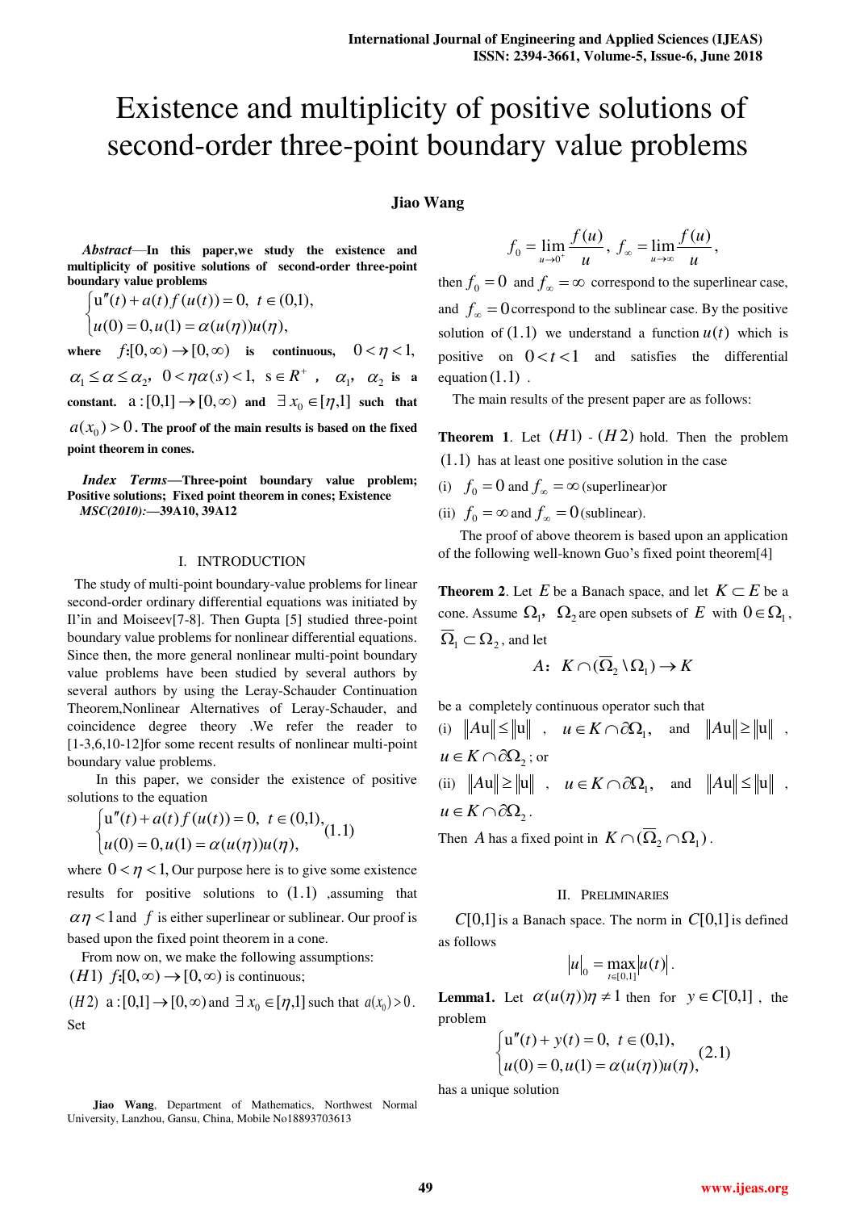# Existence and multiplicity of positive solutions of second-order three-point boundary value problems

**Jiao Wang**

***Abstract*****—In this paper,we study the existence and multiplicity of positive solutions of second-order three-point boundary value problems**

$$\begin{cases} u''(t)+a(t)f(u(t))=0,\ t\in(0,1), \\ u(0)=0, u(1)=\alpha(u(\eta))u(\eta), \end{cases}$$

**where** $f:[0,\infty)\to[0,\infty)$ **is continuous,** $0<\eta<1$, $\alpha_1\le\alpha\le\alpha_2$, $0<\eta\alpha(s)<1$, $s\in R^+$ **,** $\alpha_1$, $\alpha_2$ **is a constant.** $a:[0,1]\to[0,\infty)$ **and** $\exists\, x_0\in[\eta,1]$ **such that** $a(x_0)>0$**. The proof of the main results is based on the fixed point theorem in cones.**

***Index Terms*****—Three-point boundary value problem; Positive solutions; Fixed point theorem in cones; Existence**
*MSC(2010):*—39A10, 39A12

## I. INTRODUCTION

The study of multi-point boundary-value problems for linear second-order ordinary differential equations was initiated by Il'in and Moiseev[7-8]. Then Gupta [5] studied three-point boundary value problems for nonlinear differential equations. Since then, the more general nonlinear multi-point boundary value problems have been studied by several authors by several authors by using the Leray-Schauder Continuation Theorem,Nonlinear Alternatives of Leray-Schauder, and coincidence degree theory .We refer the reader to [1-3,6,10-12]for some recent results of nonlinear multi-point boundary value problems.

In this paper, we consider the existence of positive solutions to the equation

$$\begin{cases} u''(t)+a(t)f(u(t))=0,\ t\in(0,1), \\ u(0)=0, u(1)=\alpha(u(\eta))u(\eta), \end{cases} \quad (1.1)$$

where $0<\eta<1$, Our purpose here is to give some existence results for positive solutions to $(1.1)$ ,assuming that $\alpha\eta<1$ and $f$ is either superlinear or sublinear. Our proof is based upon the fixed point theorem in a cone.

From now on, we make the following assumptions:

$(H1)$ $f:[0,\infty)\to[0,\infty)$ is continuous;

$(H2)$ $a:[0,1]\to[0,\infty)$ and $\exists\, x_0\in[\eta,1]$ such that $a(x_0)>0$.

Set

$$f_0=\lim_{u\to 0^+}\frac{f(u)}{u},\ f_\infty=\lim_{u\to\infty}\frac{f(u)}{u},$$

then $f_0=0$ and $f_\infty=\infty$ correspond to the superlinear case, and $f_\infty=0$ correspond to the sublinear case. By the positive solution of $(1.1)$ we understand a function $u(t)$ which is positive on $0<t<1$ and satisfies the differential equation $(1.1)$ .

The main results of the present paper are as follows:

**Theorem 1**. Let $(H1)$ - $(H2)$ hold. Then the problem $(1.1)$ has at least one positive solution in the case

(i) $f_0=0$ and $f_\infty=\infty$ (superlinear)or

(ii) $f_0=\infty$ and $f_\infty=0$ (sublinear).

The proof of above theorem is based upon an application of the following well-known Guo's fixed point theorem[4]

**Theorem 2**. Let $E$ be a Banach space, and let $K\subset E$ be a cone. Assume $\Omega_1$, $\Omega_2$ are open subsets of $E$ with $0\in\Omega_1$, $\overline{\Omega}_1\subset\Omega_2$, and let

$$A:\ K\cap(\overline{\Omega}_2\setminus\Omega_1)\to K$$

be a completely continuous operator such that

(i) $\|Au\|\le\|u\|$ , $u\in K\cap\partial\Omega_1$, and $\|Au\|\ge\|u\|$ , $u\in K\cap\partial\Omega_2$; or

(ii) $\|Au\|\ge\|u\|$ , $u\in K\cap\partial\Omega_1$, and $\|Au\|\le\|u\|$ , $u\in K\cap\partial\Omega_2$.

Then $A$ has a fixed point in $K\cap(\overline{\Omega}_2\cap\Omega_1)$.

## II. PRELIMINARIES

$C[0,1]$ is a Banach space. The norm in $C[0,1]$ is defined as follows

$$|u|_0=\max_{t\in[0,1]}|u(t)|.$$

**Lemma1.** Let $\alpha(u(\eta))\eta\ne 1$ then for $y\in C[0,1]$ , the problem

$$\begin{cases} u''(t)+y(t)=0,\ t\in(0,1), \\ u(0)=0, u(1)=\alpha(u(\eta))u(\eta), \end{cases} \quad (2.1)$$

has a unique solution

Jiao Wang, Department of Mathematics, Northwest Normal University, Lanzhou, Gansu, China, Mobile No18893703613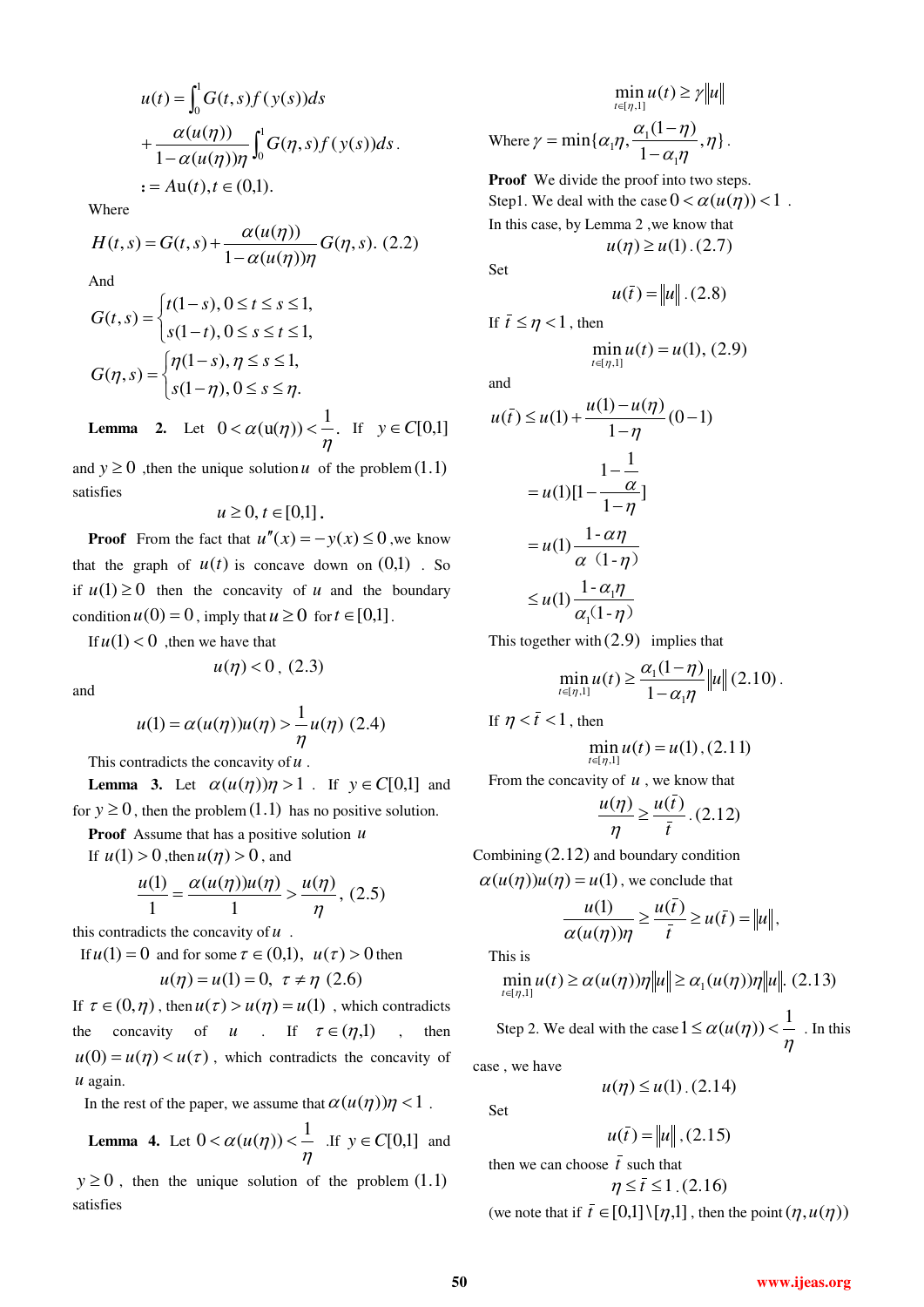$$u(t)=\int_0^1 G(t,s)f(y(s))ds$$

$$+\frac{\alpha(u(\eta))}{1-\alpha(u(\eta))\eta}\int_0^1 G(\eta,s)f(y(s))ds.$$

$$:=Au(t), t\in(0,1).$$

Where

$$H(t,s)=G(t,s)+\frac{\alpha(u(\eta))}{1-\alpha(u(\eta))\eta}G(\eta,s). \quad (2.2)$$

And

$$G(t,s)=\begin{cases} t(1-s), 0\le t\le s\le 1,\\ s(1-t), 0\le s\le t\le 1,\end{cases}$$

$$G(\eta,s)=\begin{cases} \eta(1-s), \eta\le s\le 1,\\ s(1-\eta), 0\le s\le \eta.\end{cases}$$

**Lemma 2.** Let $0<\alpha(u(\eta))<\frac{1}{\eta}$. If $y\in C[0,1]$ and $y\ge 0$, then the unique solution $u$ of the problem $(1.1)$ satisfies

$$u\ge 0, t\in[0,1].$$

**Proof** From the fact that $u''(x)=-y(x)\le 0$, we know that the graph of $u(t)$ is concave down on $(0,1)$. So if $u(1)\ge 0$ then the concavity of $u$ and the boundary condition $u(0)=0$, imply that $u\ge 0$ for $t\in[0,1]$.

If $u(1)<0$, then we have that

$$u(\eta)<0, \ (2.3)$$

and

$$u(1)=\alpha(u(\eta))u(\eta)>\frac{1}{\eta}u(\eta) \ (2.4)$$

This contradicts the concavity of $u$.

**Lemma 3.** Let $\alpha(u(\eta))\eta>1$. If $y\in C[0,1]$ and for $y\ge 0$, then the problem $(1.1)$ has no positive solution.

**Proof** Assume that has a positive solution $u$

If $u(1)>0$, then $u(\eta)>0$, and

$$\frac{u(1)}{1}=\frac{\alpha(u(\eta))u(\eta)}{1}>\frac{u(\eta)}{\eta}, \ (2.5)$$

this contradicts the concavity of $u$.

If $u(1)=0$ and for some $\tau\in(0,1)$, $u(\tau)>0$ then

$$u(\eta)=u(1)=0, \ \tau\ne\eta \ (2.6)$$

If $\tau\in(0,\eta)$, then $u(\tau)>u(\eta)=u(1)$, which contradicts the concavity of $u$. If $\tau\in(\eta,1)$, then $u(0)=u(\eta)<u(\tau)$, which contradicts the concavity of $u$ again.

In the rest of the paper, we assume that $\alpha(u(\eta))\eta<1$.

**Lemma 4.** Let $0<\alpha(u(\eta))<\frac{1}{\eta}$. If $y\in C[0,1]$ and $y\ge 0$, then the unique solution of the problem $(1.1)$ satisfies

$$\min_{t\in[\eta,1]} u(t)\ge\gamma\|u\|$$

Where $\gamma=\min\{\alpha_1\eta, \frac{\alpha_1(1-\eta)}{1-\alpha_1\eta}, \eta\}$.

**Proof** We divide the proof into two steps.

Step1. We deal with the case $0<\alpha(u(\eta))<1$.

In this case, by Lemma 2, we know that

$$u(\eta)\ge u(1). \ (2.7)$$

Set

$$u(\bar t)=\|u\|. \ (2.8)$$

If $\bar t\le\eta<1$, then

$$\min_{t\in[\eta,1]} u(t)=u(1), \ (2.9)$$

and

$$u(\bar t)\le u(1)+\frac{u(1)-u(\eta)}{1-\eta}(0-1)$$

$$=u(1)[1-\frac{1-\frac{1}{\alpha}}{1-\eta}]$$

$$=u(1)\frac{1-\alpha\eta}{\alpha(1-\eta)}$$

$$\le u(1)\frac{1-\alpha_1\eta}{\alpha_1(1-\eta)}$$

This together with $(2.9)$ implies that

$$\min_{t\in[\eta,1]} u(t)\ge\frac{\alpha_1(1-\eta)}{1-\alpha_1\eta}\|u\| \ (2.10).$$

If $\eta<\bar t<1$, then

$$\min_{t\in[\eta,1]} u(t)=u(1), \ (2.11)$$

From the concavity of $u$, we know that

$$\frac{u(\eta)}{\eta}\ge\frac{u(\bar t)}{\bar t}. \ (2.12)$$

Combining $(2.12)$ and boundary condition $\alpha(u(\eta))u(\eta)=u(1)$, we conclude that

$$\frac{u(1)}{\alpha(u(\eta))\eta}\ge\frac{u(\bar t)}{\bar t}\ge u(\bar t)=\|u\|,$$

This is

$$\min_{t\in[\eta,1]} u(t)\ge\alpha(u(\eta))\eta\|u\|\ge\alpha_1(u(\eta))\eta\|u\|. \ (2.13)$$

Step 2. We deal with the case $1\le\alpha(u(\eta))<\frac{1}{\eta}$. In this case, we have

$$u(\eta)\le u(1). \ (2.14)$$

Set

$$u(\bar t)=\|u\|, \ (2.15)$$

then we can choose $\bar t$ such that

$$\eta\le\bar t\le 1. \ (2.16)$$

(we note that if $\bar t\in[0,1]\setminus[\eta,1]$, then the point $(\eta,u(\eta))$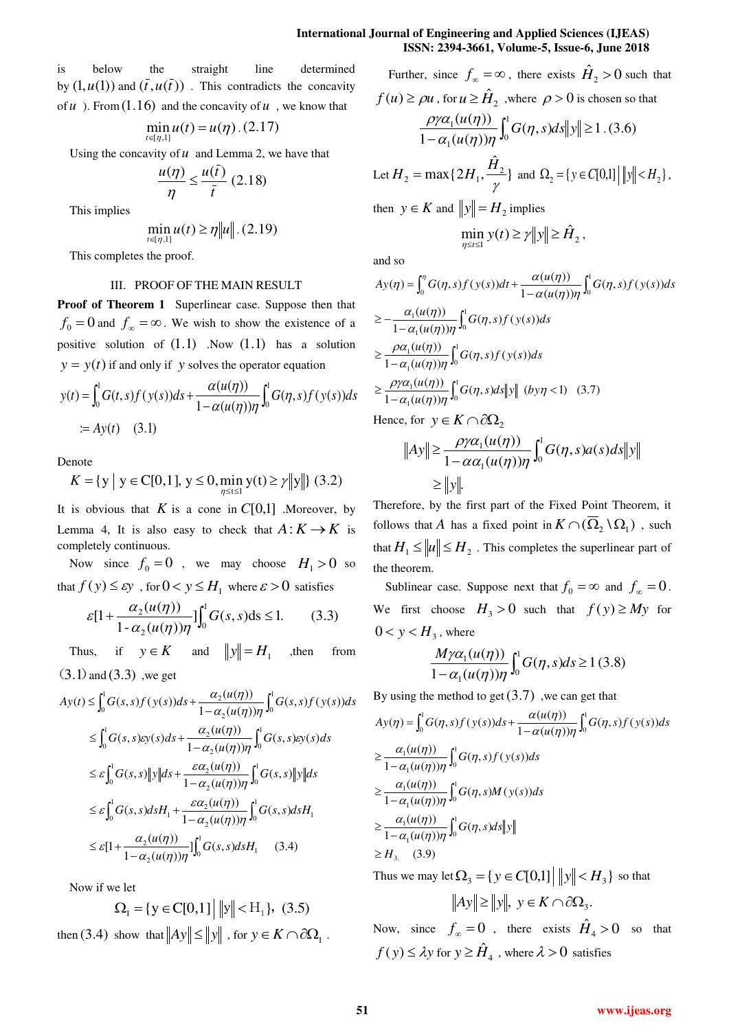is below the straight line determined by $(1,u(1))$ and $(\bar{t},u(\bar{t}))$. This contradicts the concavity of $u$ ). From $(1.16)$ and the concavity of $u$, we know that

$$\min_{t\in[\eta,1]} u(t) = u(\eta) \,. \, (2.17)$$

Using the concavity of $u$ and Lemma 2, we have that

$$\frac{u(\eta)}{\eta} \leq \frac{u(\bar{t})}{\bar{t}} \; (2.18)$$

This implies

$$\min_{t\in[\eta,1]} u(t) \geq \eta \|u\| \,. \, (2.19)$$

This completes the proof.

## III. PROOF OF THE MAIN RESULT

**Proof of Theorem 1** Superlinear case. Suppose then that $f_0 = 0$ and $f_\infty = \infty$. We wish to show the existence of a positive solution of $(1.1)$ .Now $(1.1)$ has a solution $y = y(t)$ if and only if $y$ solves the operator equation

$$y(t) = \int_0^1 G(t,s) f(y(s))ds + \frac{\alpha(u(\eta))}{1-\alpha(u(\eta))\eta}\int_0^1 G(\eta,s) f(y(s))ds$$
$$:= Ay(t) \quad (3.1)$$

Denote

$$K = \{\mathrm{y} \mid \mathrm{y} \in \mathrm{C}[0,1],\ \mathrm{y} \leq 0, \min_{\eta\leq t\leq 1} \mathrm{y(t)} \geq \gamma \|\mathrm{y}\|\} \; (3.2)$$

It is obvious that $K$ is a cone in $C[0,1]$ .Moreover, by Lemma 4, It is also easy to check that $A: K \to K$ is completely continuous.

Now since $f_0 = 0$, we may choose $H_1 > 0$ so that $f(y) \leq \varepsilon y$, for $0 < y \leq H_1$ where $\varepsilon > 0$ satisfies

$$\varepsilon[1+\frac{\alpha_2(u(\eta))}{1-\alpha_2(u(\eta))\eta}]\int_0^1 G(s,s)\mathrm{ds} \leq 1. \qquad (3.3)$$

Thus, if $y \in K$ and $\|y\| = H_1$ ,then from $(3.1)$ and $(3.3)$ ,we get

$$Ay(t) \leq \int_0^1 G(s,s) f(y(s))ds + \frac{\alpha_2(u(\eta))}{1-\alpha_2(u(\eta))\eta}\int_0^1 G(s,s) f(y(s))ds$$
$$\leq \int_0^1 G(s,s)\varepsilon y(s)ds + \frac{\alpha_2(u(\eta))}{1-\alpha_2(u(\eta))\eta}\int_0^1 G(s,s)\varepsilon y(s)ds$$
$$\leq \varepsilon\int_0^1 G(s,s)\|y\|ds + \frac{\varepsilon\alpha_2(u(\eta))}{1-\alpha_2(u(\eta))\eta}\int_0^1 G(s,s)\|y\|ds$$
$$\leq \varepsilon\int_0^1 G(s,s)dsH_1 + \frac{\varepsilon\alpha_2(u(\eta))}{1-\alpha_2(u(\eta))\eta}\int_0^1 G(s,s)dsH_1$$
$$\leq \varepsilon[1+\frac{\alpha_2(u(\eta))}{1-\alpha_2(u(\eta))\eta}]\int_0^1 G(s,s)dsH_1 \qquad (3.4)$$

Now if we let

$$\Omega_1 = \{\mathrm{y} \in \mathrm{C}[0,1] \,\big|\, \|\mathrm{y}\| < \mathrm{H}_1\},\ (3.5)$$

then $(3.4)$ show that $\|Ay\| \leq \|y\|$, for $y \in K \cap \partial\Omega_1$.

Further, since $f_\infty = \infty$, there exists $\hat{H}_2 > 0$ such that $f(u) \geq \rho u$, for $u \geq \hat{H}_2$ ,where $\rho > 0$ is chosen so that

$$\frac{\rho\gamma\alpha_1(u(\eta))}{1-\alpha_1(u(\eta))\eta}\int_0^1 G(\eta,s)ds\|y\| \geq 1 \,. \, (3.6)$$

Let $H_2 = \max\{2H_1, \frac{\hat{H}_2}{\gamma}\}$ and $\Omega_2 = \{y \in C[0,1] \,\big|\, \|y\| < H_2\}$, then $y \in K$ and $\|y\| = H_2$ implies

$$\min_{\eta\leq t\leq 1} y(t) \geq \gamma\|y\| \geq \hat{H}_2\,,$$

and so

$$Ay(\eta) = \int_0^\eta G(\eta,s) f(y(s))dt + \frac{\alpha(u(\eta))}{1-\alpha(u(\eta))\eta}\int_0^1 G(\eta,s) f(y(s))ds$$
$$\geq -\frac{\alpha_1(u(\eta))}{1-\alpha_1(u(\eta))\eta}\int_0^1 G(\eta,s) f(y(s))ds$$
$$\geq \frac{\rho\alpha_1(u(\eta))}{1-\alpha_1(u(\eta))\eta}\int_0^1 G(\eta,s) f(y(s))ds$$
$$\geq \frac{\rho\gamma\alpha_1(u(\eta))}{1-\alpha_1(u(\eta))\eta}\int_0^1 G(\eta,s)ds\|y\| \;\; (by\, \eta < 1) \quad (3.7)$$

Hence, for $y \in K \cap \partial\Omega_2$

$$\|Ay\| \geq \frac{\rho\gamma\alpha_1(u(\eta))}{1-\alpha\alpha_1(u(\eta))\eta}\int_0^1 G(\eta,s)a(s)ds\|y\|$$
$$\geq \|y\|.$$

Therefore, by the first part of the Fixed Point Theorem, it follows that $A$ has a fixed point in $K \cap (\overline{\Omega}_2 \setminus \Omega_1)$, such that $H_1 \leq \|u\| \leq H_2$. This completes the superlinear part of the theorem.

Sublinear case. Suppose next that $f_0 = \infty$ and $f_\infty = 0$. We first choose $H_3 > 0$ such that $f(y) \geq My$ for $0 < y < H_3$, where

$$\frac{M\gamma\alpha_1(u(\eta))}{1-\alpha_1(u(\eta))\eta}\int_0^1 G(\eta,s)ds \geq 1 \,(3.8)$$

By using the method to get $(3.7)$ ,we can get that

$$Ay(\eta) = \int_0^1 G(\eta,s) f(y(s))ds + \frac{\alpha(u(\eta))}{1-\alpha(u(\eta))\eta}\int_0^1 G(\eta,s) f(y(s))ds$$
$$\geq \frac{\alpha_1(u(\eta))}{1-\alpha_1(u(\eta))\eta}\int_0^1 G(\eta,s) f(y(s))ds$$
$$\geq \frac{\alpha_1(u(\eta))}{1-\alpha_1(u(\eta))\eta}\int_0^1 G(\eta,s) M(y(s))ds$$
$$\geq \frac{\alpha_1(u(\eta))}{1-\alpha_1(u(\eta))\eta}\int_0^1 G(\eta,s)ds\|y\|$$
$$\geq H_3. \quad (3.9)$$

Thus we may let $\Omega_3 = \{y \in C[0,1] \,\big|\, \|y\| < H_3\}$ so that

$$\|Ay\| \geq \|y\|,\ y \in K \cap \partial\Omega_3.$$

Now, since $f_\infty = 0$, there exists $\hat{H}_4 > 0$ so that $f(y) \leq \lambda y$ for $y \geq \hat{H}_4$, where $\lambda > 0$ satisfies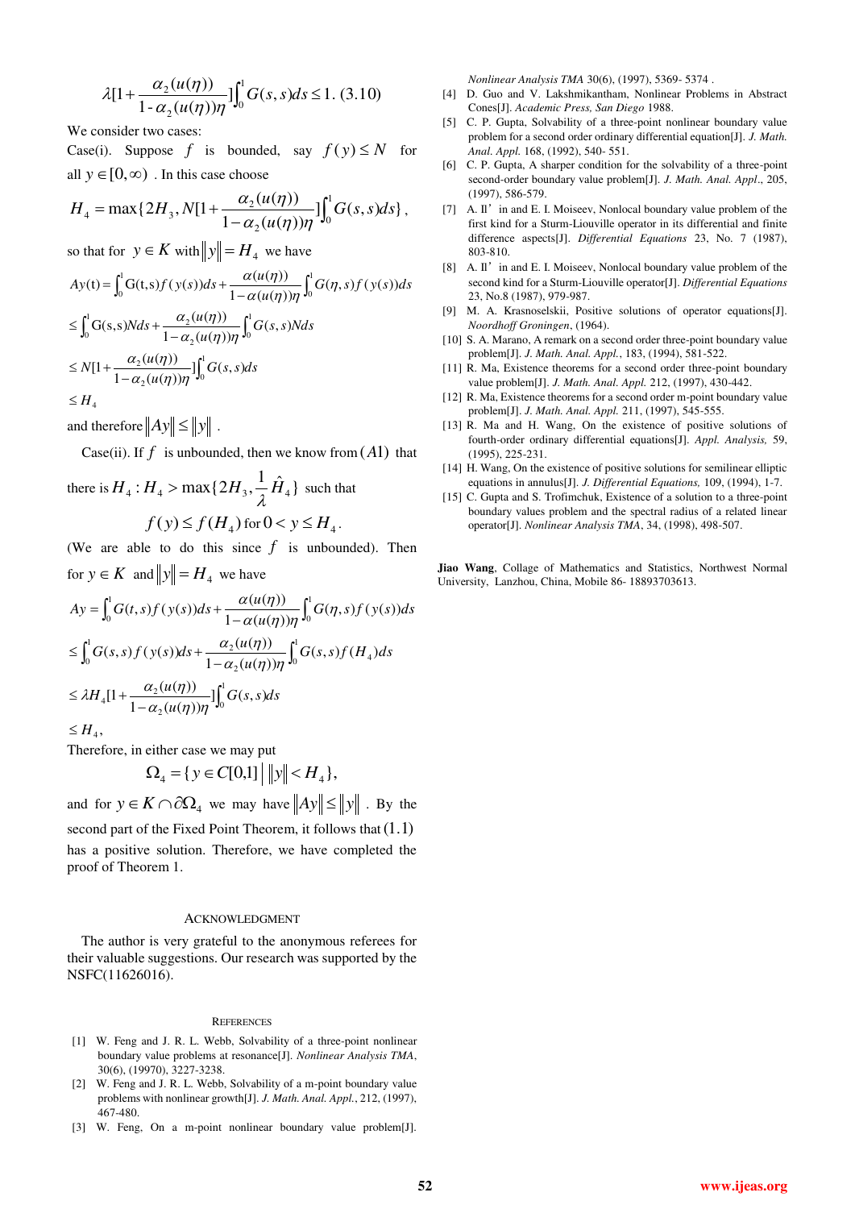$$\lambda[1+\frac{\alpha_2(u(\eta))}{1-\alpha_2(u(\eta))\eta}]\int_0^1 G(s,s)ds \le 1. \quad (3.10)$$

We consider two cases:

Case(i). Suppose $f$ is bounded, say $f(y) \le N$ for all $y \in [0,\infty)$. In this case choose

$$H_4 = \max\{2H_3, N[1+\frac{\alpha_2(u(\eta))}{1-\alpha_2(u(\eta))\eta}]\int_0^1 G(s,s)ds\},$$

so that for $y \in K$ with $\|y\| = H_4$ we have

$$Ay(t) = \int_0^1 G(t,s)f(y(s))ds + \frac{\alpha(u(\eta))}{1-\alpha(u(\eta))\eta}\int_0^1 G(\eta,s)f(y(s))ds$$

$$\le \int_0^1 G(s,s)Nds + \frac{\alpha_2(u(\eta))}{1-\alpha_2(u(\eta))\eta}\int_0^1 G(s,s)Nds$$

$$\le N[1+\frac{\alpha_2(u(\eta))}{1-\alpha_2(u(\eta))\eta}]\int_0^1 G(s,s)ds$$

$$\le H_4$$

and therefore $\|Ay\| \le \|y\|$.

Case(ii). If $f$ is unbounded, then we know from $(A1)$ that there is $H_4 : H_4 > \max\{2H_3, \frac{1}{\lambda}\hat{H}_4\}$ such that

$$f(y) \le f(H_4) \text{ for } 0 < y \le H_4.$$

(We are able to do this since $f$ is unbounded). Then for $y \in K$ and $\|y\| = H_4$ we have

$$Ay = \int_0^1 G(t,s)f(y(s))ds + \frac{\alpha(u(\eta))}{1-\alpha(u(\eta))\eta}\int_0^1 G(\eta,s)f(y(s))ds$$

$$\le \int_0^1 G(s,s)f(y(s))ds + \frac{\alpha_2(u(\eta))}{1-\alpha_2(u(\eta))\eta}\int_0^1 G(s,s)f(H_4)ds$$

$$\le \lambda H_4[1+\frac{\alpha_2(u(\eta))}{1-\alpha_2(u(\eta))\eta}]\int_0^1 G(s,s)ds$$

$$\le H_4,$$

Therefore, in either case we may put

$$\Omega_4 = \{y \in C[0,1] \mid \|y\| < H_4\},$$

and for $y \in K \cap \partial\Omega_4$ we may have $\|Ay\| \le \|y\|$. By the second part of the Fixed Point Theorem, it follows that $(1.1)$ has a positive solution. Therefore, we have completed the proof of Theorem 1.

## Acknowledgment

The author is very grateful to the anonymous referees for their valuable suggestions. Our research was supported by the NSFC(11626016).

## References

[1] W. Feng and J. R. L. Webb, Solvability of a three-point nonlinear boundary value problems at resonance[J]. *Nonlinear Analysis TMA*, 30(6), (19970), 3227-3238.

[2] W. Feng and J. R. L. Webb, Solvability of a m-point boundary value problems with nonlinear growth[J]. *J. Math. Anal. Appl.*, 212, (1997), 467-480.

[3] W. Feng, On a m-point nonlinear boundary value problem[J]. *Nonlinear Analysis TMA* 30(6), (1997), 5369- 5374 .

[4] D. Guo and V. Lakshmikantham, Nonlinear Problems in Abstract Cones[J]. *Academic Press, San Diego* 1988.

[5] C. P. Gupta, Solvability of a three-point nonlinear boundary value problem for a second order ordinary differential equation[J]. *J. Math. Anal. Appl.* 168, (1992), 540- 551.

[6] C. P. Gupta, A sharper condition for the solvability of a three-point second-order boundary value problem[J]. *J. Math. Anal. Appl*., 205, (1997), 586-579.

[7] A. Il' in and E. I. Moiseev, Nonlocal boundary value problem of the first kind for a Sturm-Liouville operator in its differential and finite difference aspects[J]. *Differential Equations* 23, No. 7 (1987), 803-810.

[8] A. Il' in and E. I. Moiseev, Nonlocal boundary value problem of the second kind for a Sturm-Liouville operator[J]. *Differential Equations* 23, No.8 (1987), 979-987.

[9] M. A. Krasnoselskii, Positive solutions of operator equations[J]. *Noordhoff Groningen*, (1964).

[10] S. A. Marano, A remark on a second order three-point boundary value problem[J]. *J. Math. Anal. Appl.*, 183, (1994), 581-522.

[11] R. Ma, Existence theorems for a second order three-point boundary value problem[J]. *J. Math. Anal. Appl.* 212, (1997), 430-442.

[12] R. Ma, Existence theorems for a second order m-point boundary value problem[J]. *J. Math. Anal. Appl.* 211, (1997), 545-555.

[13] R. Ma and H. Wang, On the existence of positive solutions of fourth-order ordinary differential equations[J]. *Appl. Analysis,* 59, (1995), 225-231.

[14] H. Wang, On the existence of positive solutions for semilinear elliptic equations in annulus[J]. *J. Differential Equations,* 109, (1994), 1-7.

[15] C. Gupta and S. Trofimchuk, Existence of a solution to a three-point boundary values problem and the spectral radius of a related linear operator[J]. *Nonlinear Analysis TMA*, 34, (1998), 498-507.

**Jiao Wang**, Collage of Mathematics and Statistics, Northwest Normal University, Lanzhou, China, Mobile 86- 18893703613.